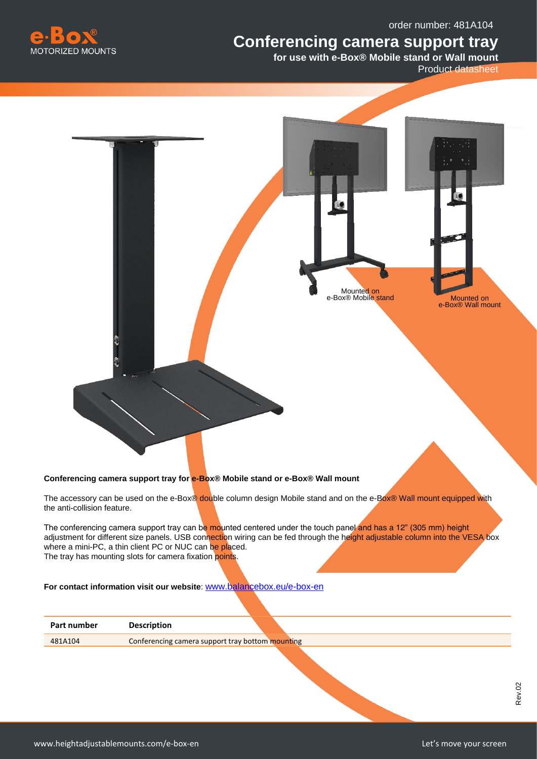order number: 481A104

# Conferencing camera support tray

**for use with e-Box® Mobile stand or Wall mount**

Product datasheet

Mounted on e-Box® Mobile stand

Mounted on e-Box® Wall mount

**Conferencing camera support tray for e-Box® Mobile stand or e-Box® Wall mount**

The accessory can be used on the e-Box® double column design Mobile stand and on the e-Box® Wall mount equipped with the anti-collision feature.

The conferencing camera support tray can be mounted centered under the touch panel and has a 12" (305 mm) height adjustment for different size panels. USB connection wiring can be fed through the height adjustable column into the VESA box where a mini-PC, a thin client PC or NUC can be placed.
The tray has mounting slots for camera fixation points.

**For contact information visit our website**: www.balancebox.eu/e-box-en

| Part number | Description |
| --- | --- |
| 481A104 | Conferencing camera support tray bottom mounting |

Rev.02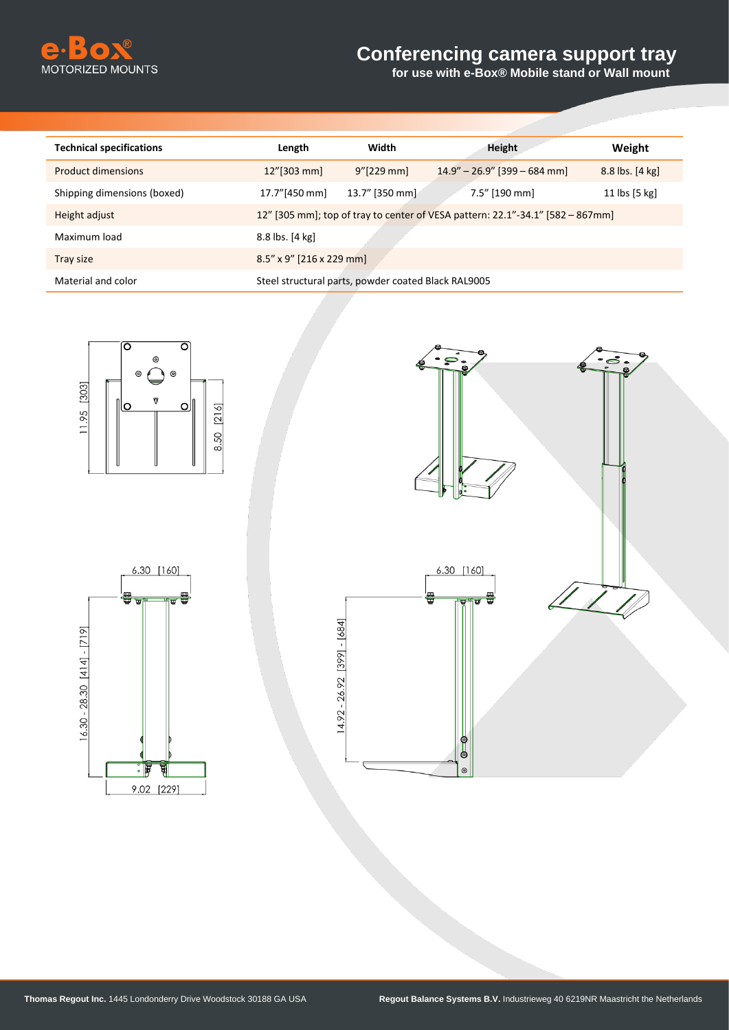# Conferencing camera support tray

**for use with e-Box® Mobile stand or Wall mount**

| Technical specifications | Length | Width | Height | Weight |
|---|---|---|---|---|
| Product dimensions | 12"[303 mm] | 9"[229 mm] | 14.9" – 26.9" [399 – 684 mm] | 8.8 lbs. [4 kg] |
| Shipping dimensions (boxed) | 17.7"[450 mm] | 13.7" [350 mm] | 7.5" [190 mm] | 11 lbs [5 kg] |
| Height adjust | 12" [305 mm]; top of tray to center of VESA pattern: 22.1"-34.1" [582 – 867mm] | | | |
| Maximum load | 8.8 lbs. [4 kg] | | | |
| Tray size | 8.5" x 9" [216 x 229 mm] | | | |
| Material and color | Steel structural parts, powder coated Black RAL9005 | | | |

11.95 [303]

8.50 [216]

6.30 [160]

16.30 - 28.30 [414] - [719]

9.02 [229]

6.30 [160]

14.92 - 26.92 [399] - [684]

**Thomas Regout Inc.** 1445 Londonderry Drive Woodstock 30188 GA USA

**Regout Balance Systems B.V.** Industrieweg 40 6219NR Maastricht the Netherlands